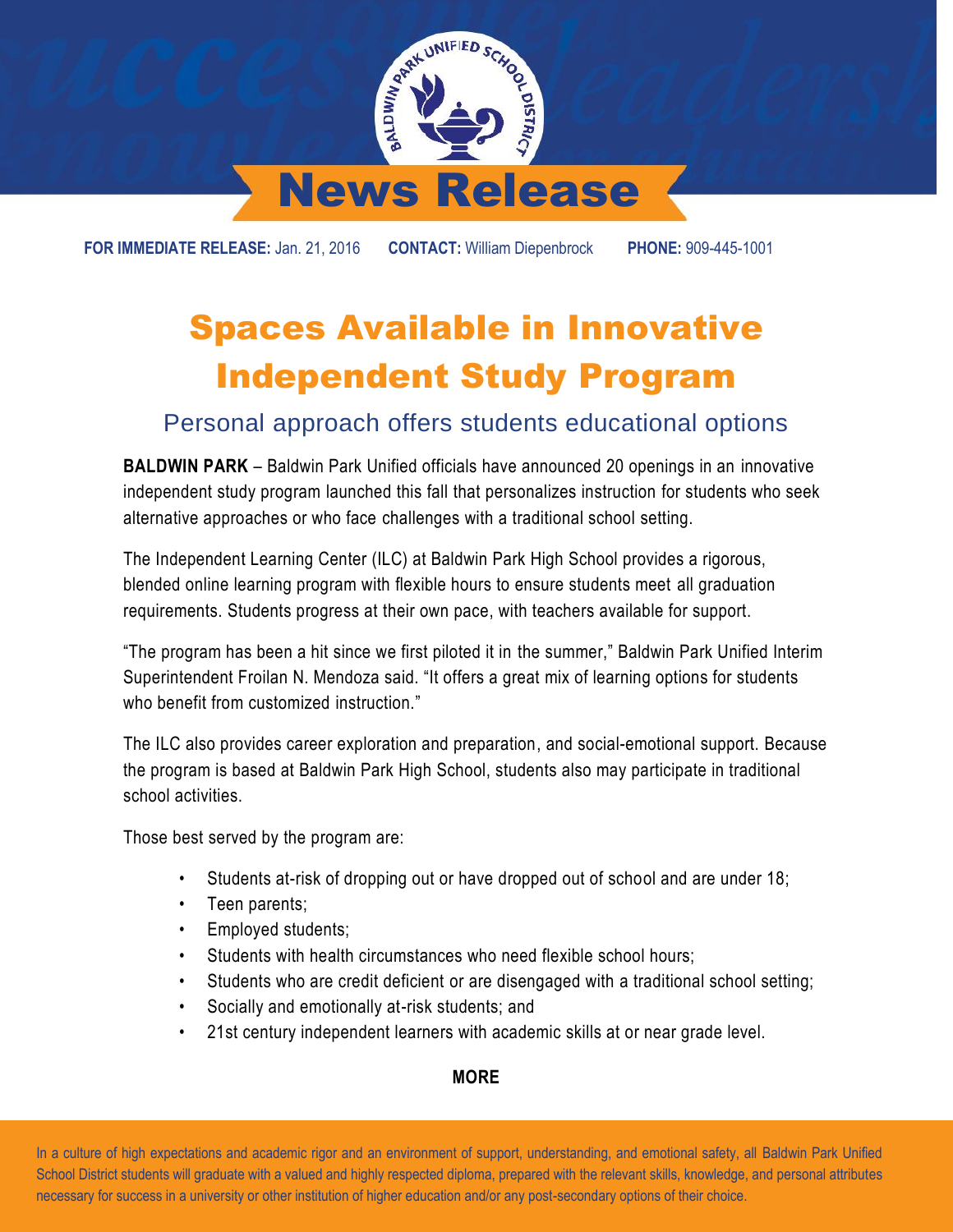# News Release

**FOR IMMEDIATE RELEASE:** Jan. 21, 2016 **CONTACT:** William Diepenbrock **PHONE:** 909-445-1001

# Spaces Available in Innovative Independent Study Program

## Personal approach offers students educational options

**BALDWIN PARK** – Baldwin Park Unified officials have announced 20 openings in an innovative independent study program launched this fall that personalizes instruction for students who seek alternative approaches or who face challenges with a traditional school setting.

The Independent Learning Center (ILC) at Baldwin Park High School provides a rigorous, blended online learning program with flexible hours to ensure students meet all graduation requirements. Students progress at their own pace, with teachers available for support.

"The program has been a hit since we first piloted it in the summer," Baldwin Park Unified Interim Superintendent Froilan N. Mendoza said. "It offers a great mix of learning options for students who benefit from customized instruction."

The ILC also provides career exploration and preparation, and social-emotional support. Because the program is based at Baldwin Park High School, students also may participate in traditional school activities.

Those best served by the program are:

- Students at-risk of dropping out or have dropped out of school and are under 18;
- Teen parents;
- Employed students;
- Students with health circumstances who need flexible school hours;
- Students who are credit deficient or are disengaged with a traditional school setting;
- Socially and emotionally at-risk students; and
- 21st century independent learners with academic skills at or near grade level.

**MORE**

In a culture of high expectations and academic rigor and an environment of support, understanding, and emotional safety, all Baldwin Park Unified School District students will graduate with a valued and highly respected diploma, prepared with the relevant skills, knowledge, and personal attributes necessary for success in a university or other institution of higher education and/or any post-secondary options of their choice.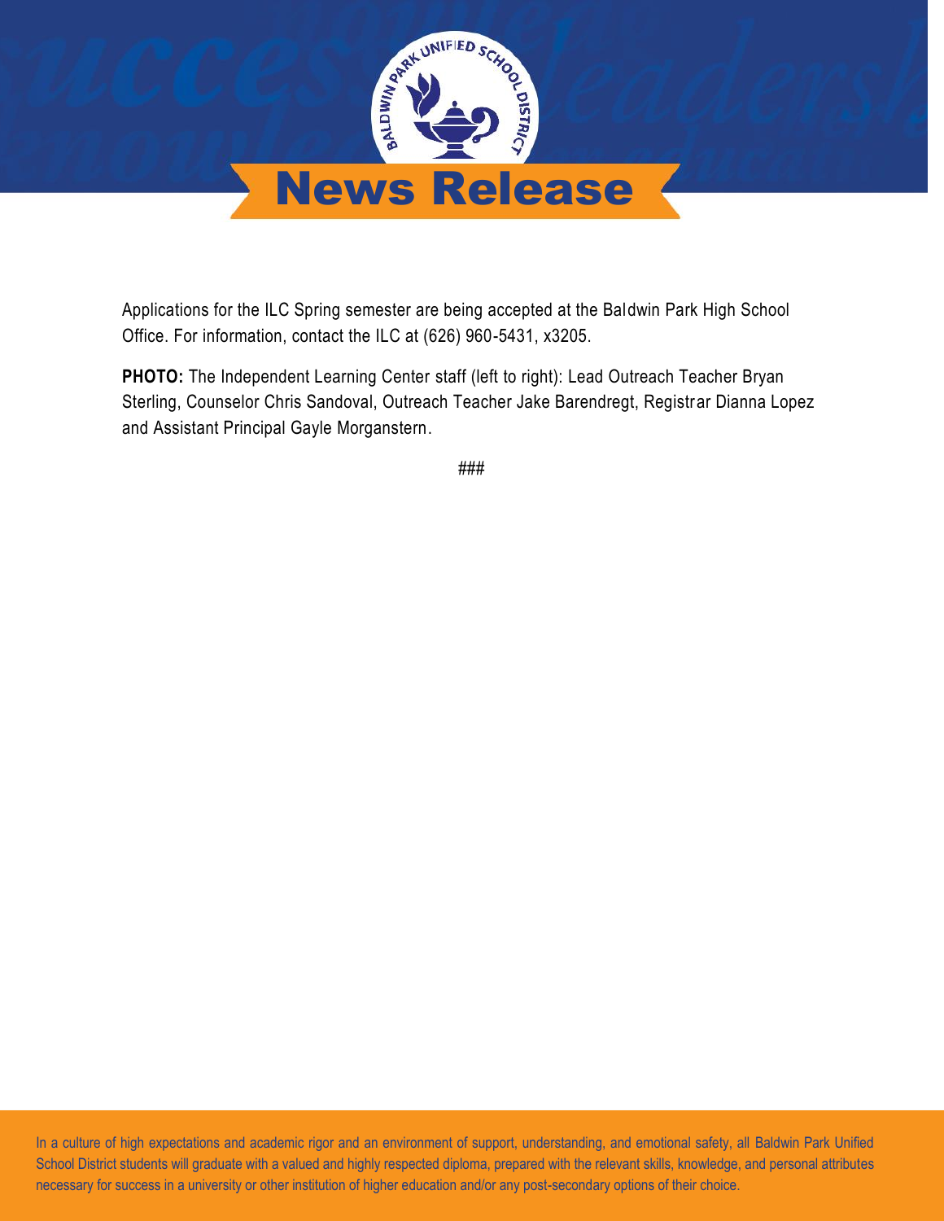Applications for the ILC Spring semester are being accepted at the Baldwin Park High School Office. For information, contact the ILC at (626) 960-5431, x3205.

**PHOTO:** The Independent Learning Center staff (left to right): Lead Outreach Teacher Bryan Sterling, Counselor Chris Sandoval, Outreach Teacher Jake Barendregt, Registrar Dianna Lopez and Assistant Principal Gayle Morganstern.

###